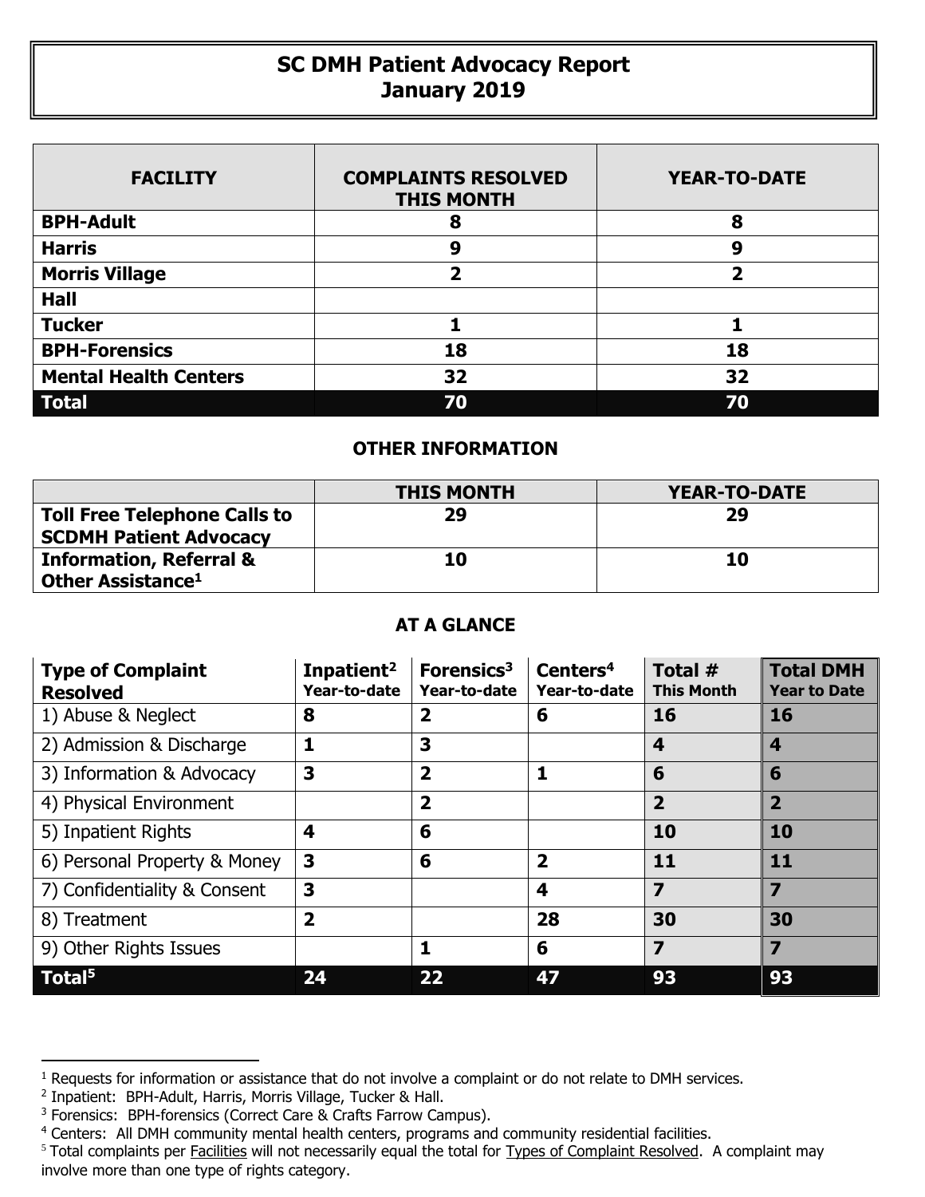# SC DMH Patient Advocacy Report
# January 2019

| FACILITY | COMPLAINTS RESOLVED THIS MONTH | YEAR-TO-DATE |
|---|---|---|
| **BPH-Adult** | **8** | **8** |
| **Harris** | **9** | **9** |
| **Morris Village** | **2** | **2** |
| **Hall** | | |
| **Tucker** | **1** | **1** |
| **BPH-Forensics** | **18** | **18** |
| **Mental Health Centers** | **32** | **32** |
| **Total** | **70** | **70** |

## OTHER INFORMATION

| | THIS MONTH | YEAR-TO-DATE |
|---|---|---|
| **Toll Free Telephone Calls to SCDMH Patient Advocacy** | **29** | **29** |
| **Information, Referral & Other Assistance[1]** | **10** | **10** |

## AT A GLANCE

| Type of Complaint Resolved | Inpatient[2] Year-to-date | Forensics[3] Year-to-date | Centers[4] Year-to-date | Total # This Month | Total DMH Year to Date |
|---|---|---|---|---|---|
| 1) Abuse & Neglect | **8** | **2** | **6** | **16** | **16** |
| 2) Admission & Discharge | **1** | **3** | | **4** | **4** |
| 3) Information & Advocacy | **3** | **2** | **1** | **6** | **6** |
| 4) Physical Environment | | **2** | | **2** | **2** |
| 5) Inpatient Rights | **4** | **6** | | **10** | **10** |
| 6) Personal Property & Money | **3** | **6** | **2** | **11** | **11** |
| 7) Confidentiality & Consent | **3** | | **4** | **7** | **7** |
| 8) Treatment | **2** | | **28** | **30** | **30** |
| 9) Other Rights Issues | | **1** | **6** | **7** | **7** |
| **Total[5]** | **24** | **22** | **47** | **93** | **93** |

[1] Requests for information or assistance that do not involve a complaint or do not relate to DMH services.
[2] Inpatient: BPH-Adult, Harris, Morris Village, Tucker & Hall.
[3] Forensics: BPH-forensics (Correct Care & Crafts Farrow Campus).
[4] Centers: All DMH community mental health centers, programs and community residential facilities.
[5] Total complaints per Facilities will not necessarily equal the total for Types of Complaint Resolved. A complaint may involve more than one type of rights category.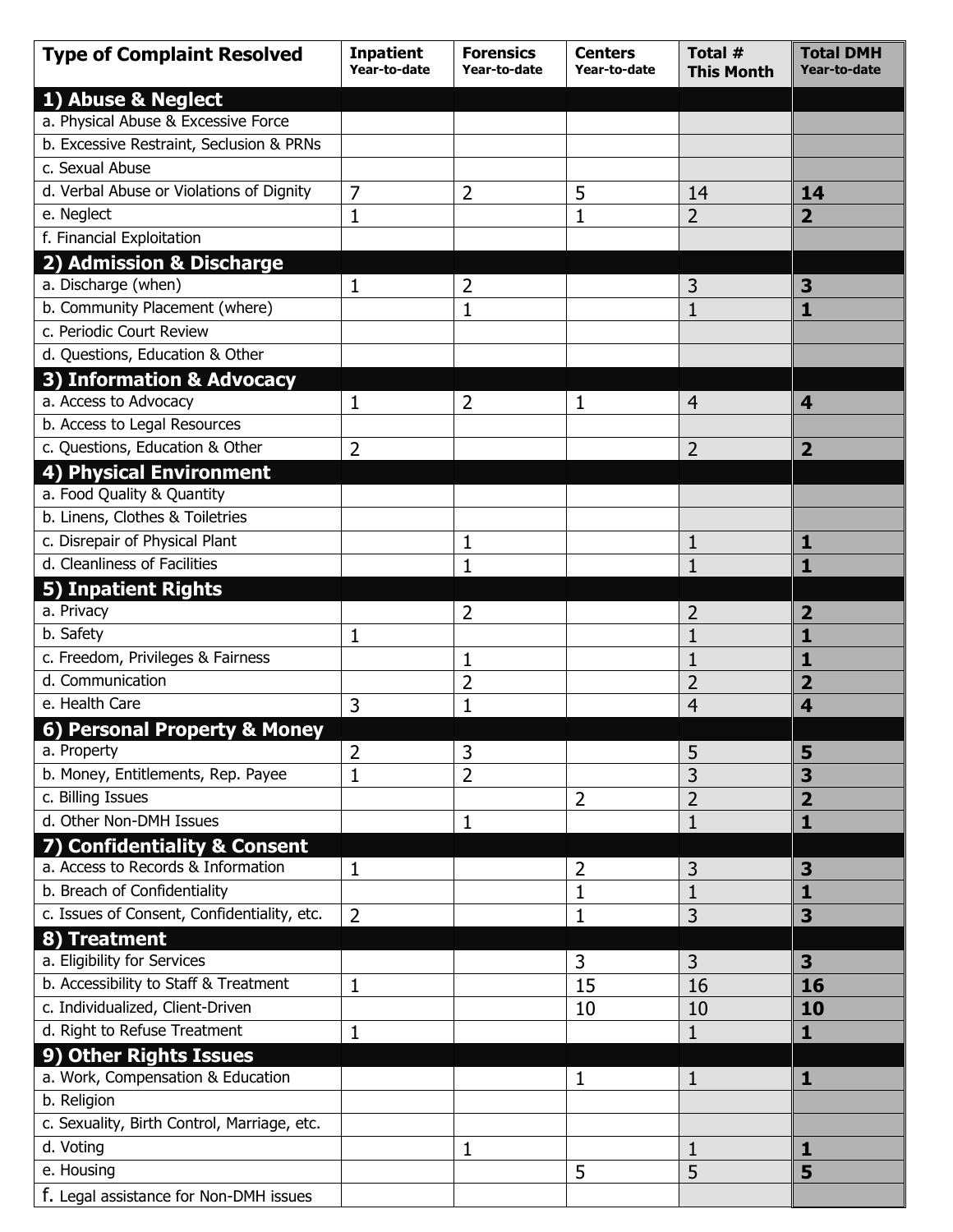| Type of Complaint Resolved | Inpatient Year-to-date | Forensics Year-to-date | Centers Year-to-date | Total # This Month | Total DMH Year-to-date |
|---|---|---|---|---|---|
| **1) Abuse & Neglect** | | | | | |
| a. Physical Abuse & Excessive Force | | | | | |
| b. Excessive Restraint, Seclusion & PRNs | | | | | |
| c. Sexual Abuse | | | | | |
| d. Verbal Abuse or Violations of Dignity | 7 | 2 | 5 | 14 | **14** |
| e. Neglect | 1 | | 1 | 2 | **2** |
| f. Financial Exploitation | | | | | |
| **2) Admission & Discharge** | | | | | |
| a. Discharge (when) | 1 | 2 | | 3 | **3** |
| b. Community Placement (where) | | 1 | | 1 | **1** |
| c. Periodic Court Review | | | | | |
| d. Questions, Education & Other | | | | | |
| **3) Information & Advocacy** | | | | | |
| a. Access to Advocacy | 1 | 2 | 1 | 4 | **4** |
| b. Access to Legal Resources | | | | | |
| c. Questions, Education & Other | 2 | | | 2 | **2** |
| **4) Physical Environment** | | | | | |
| a. Food Quality & Quantity | | | | | |
| b. Linens, Clothes & Toiletries | | | | | |
| c. Disrepair of Physical Plant | | 1 | | 1 | **1** |
| d. Cleanliness of Facilities | | 1 | | 1 | **1** |
| **5) Inpatient Rights** | | | | | |
| a. Privacy | | 2 | | 2 | **2** |
| b. Safety | 1 | | | 1 | **1** |
| c. Freedom, Privileges & Fairness | | 1 | | 1 | **1** |
| d. Communication | | 2 | | 2 | **2** |
| e. Health Care | 3 | 1 | | 4 | **4** |
| **6) Personal Property & Money** | | | | | |
| a. Property | 2 | 3 | | 5 | **5** |
| b. Money, Entitlements, Rep. Payee | 1 | 2 | | 3 | **3** |
| c. Billing Issues | | | 2 | 2 | **2** |
| d. Other Non-DMH Issues | | 1 | | 1 | **1** |
| **7) Confidentiality & Consent** | | | | | |
| a. Access to Records & Information | 1 | | 2 | 3 | **3** |
| b. Breach of Confidentiality | | | 1 | 1 | **1** |
| c. Issues of Consent, Confidentiality, etc. | 2 | | 1 | 3 | **3** |
| **8) Treatment** | | | | | |
| a. Eligibility for Services | | | 3 | 3 | **3** |
| b. Accessibility to Staff & Treatment | 1 | | 15 | 16 | **16** |
| c. Individualized, Client-Driven | | | 10 | 10 | **10** |
| d. Right to Refuse Treatment | 1 | | | 1 | **1** |
| **9) Other Rights Issues** | | | | | |
| a. Work, Compensation & Education | | | 1 | 1 | **1** |
| b. Religion | | | | | |
| c. Sexuality, Birth Control, Marriage, etc. | | | | | |
| d. Voting | | 1 | | 1 | **1** |
| e. Housing | | | 5 | 5 | **5** |
| f. Legal assistance for Non-DMH issues | | | | | |